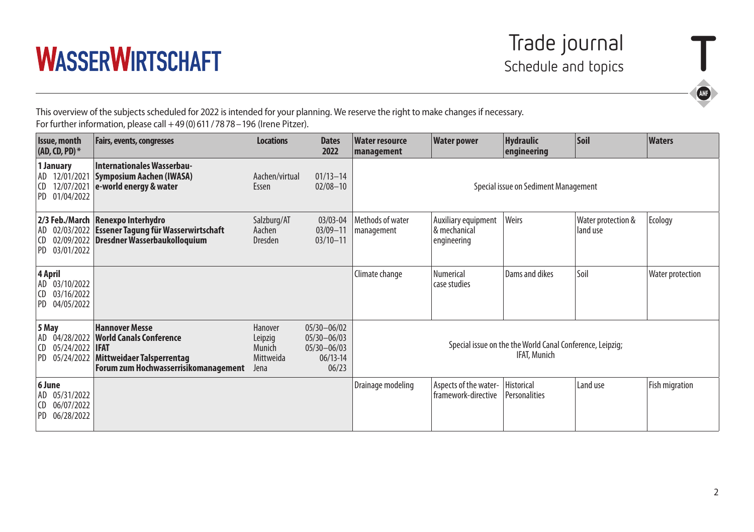# WASSERWIRTSCHAFT

## Trade journal

### Schedule and topics

This overview of the subjects scheduled for 2022 is intended for your planning. We reserve the right to make changes if necessary.
For further information, please call +49 (0) 611 / 78 78 – 196 (Irene Pitzer).

| Issue, month (AD, CD, PD)* | Fairs, events, congresses | Locations | Dates 2022 | Water resource management | Water power | Hydraulic engineering | Soil | Waters |
|---|---|---|---|---|---|---|---|---|
| **1 January**<br>AD 12/01/2021<br>CD 12/07/2021<br>PD 01/04/2022 | **Internationales Wasserbau-Symposium Aachen (IWASA)**<br>**e-world energy & water** | Aachen/virtual<br>Essen | 01/13–14<br>02/08–10 | Special issue on Sediment Management | | | | |
| **2/3 Feb./March**<br>AD 02/03/2022<br>CD 02/09/2022<br>PD 03/01/2022 | **Renexpo Interhydro**<br>**Essener Tagung für Wasserwirtschaft**<br>**Dresdner Wasserbaukolloquium** | Salzburg/AT<br>Aachen<br>Dresden | 03/03-04<br>03/09–11<br>03/10–11 | Methods of water management | Auxiliary equipment & mechanical engineering | Weirs | Water protection & land use | Ecology |
| **4 April**<br>AD 03/10/2022<br>CD 03/16/2022<br>PD 04/05/2022 | | | | Climate change | Numerical case studies | Dams and dikes | Soil | Water protection |
| **5 May**<br>AD 04/28/2022<br>CD 05/24/2022<br>PD 05/24/2022 | **Hannover Messe**<br>**World Canals Conference**<br>**IFAT**<br>**Mittweidaer Talsperrentag**<br>**Forum zum Hochwasserrisikomanagement** | Hanover<br>Leipzig<br>Munich<br>Mittweida<br>Jena | 05/30–06/02<br>05/30–06/03<br>05/30–06/03<br>06/13-14<br>06/23 | Special issue on the the World Canal Conference, Leipzig; IFAT, Munich | | | | |
| **6 June**<br>AD 05/31/2022<br>CD 06/07/2022<br>PD 06/28/2022 | | | | Drainage modeling | Aspects of the water-framework-directive | Historical Personalities | Land use | Fish migration |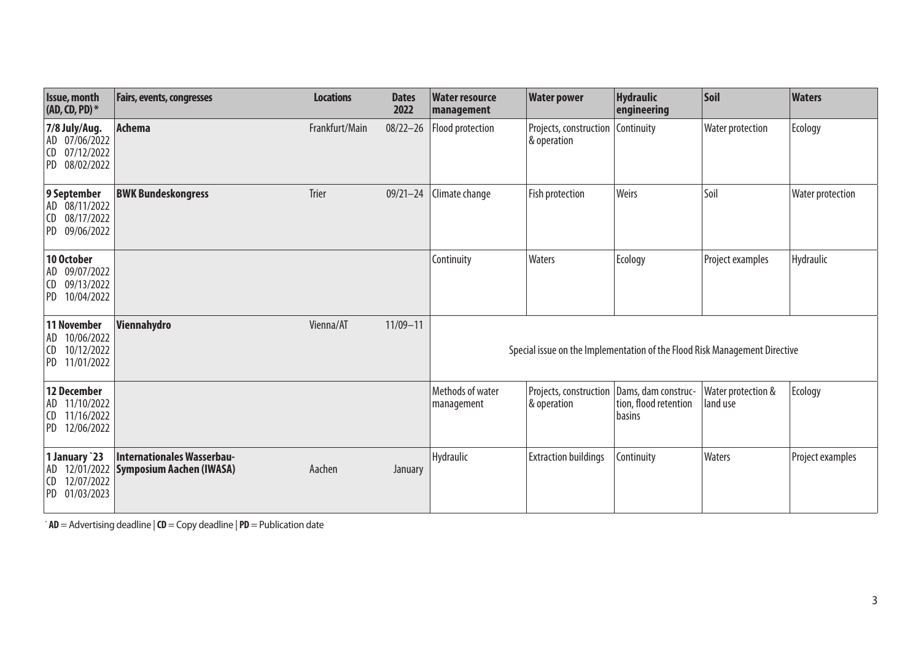| Issue, month (AD, CD, PD)* | Fairs, events, congresses | Locations | Dates 2022 | Water resource management | Water power | Hydraulic engineering | Soil | Waters |
|---|---|---|---|---|---|---|---|---|
| **7/8 July/Aug.** AD 07/06/2022 CD 07/12/2022 PD 08/02/2022 | **Achema** | Frankfurt/Main | 08/22–26 | Flood protection | Projects, construction & operation | Continuity | Water protection | Ecology |
| **9 September** AD 08/11/2022 CD 08/17/2022 PD 09/06/2022 | **BWK Bundeskongress** | Trier | 09/21–24 | Climate change | Fish protection | Weirs | Soil | Water protection |
| **10 October** AD 09/07/2022 CD 09/13/2022 PD 10/04/2022 | | | | Continuity | Waters | Ecology | Project examples | Hydraulic |
| **11 November** AD 10/06/2022 CD 10/12/2022 PD 11/01/2022 | **Viennahydro** | Vienna/AT | 11/09–11 | Special issue on the Implementation of the Flood Risk Management Directive | | | | |
| **12 December** AD 11/10/2022 CD 11/16/2022 PD 12/06/2022 | | | | Methods of water management | Projects, construction & operation | Dams, dam construction, flood retention basins | Water protection & land use | Ecology |
| **1 January `23** AD 12/01/2022 CD 12/07/2022 PD 01/03/2023 | **Internationales Wasserbau-Symposium Aachen (IWASA)** | Aachen | January | Hydraulic | Extraction buildings | Continuity | Waters | Project examples |

* **AD** = Advertising deadline | **CD** = Copy deadline | **PD** = Publication date